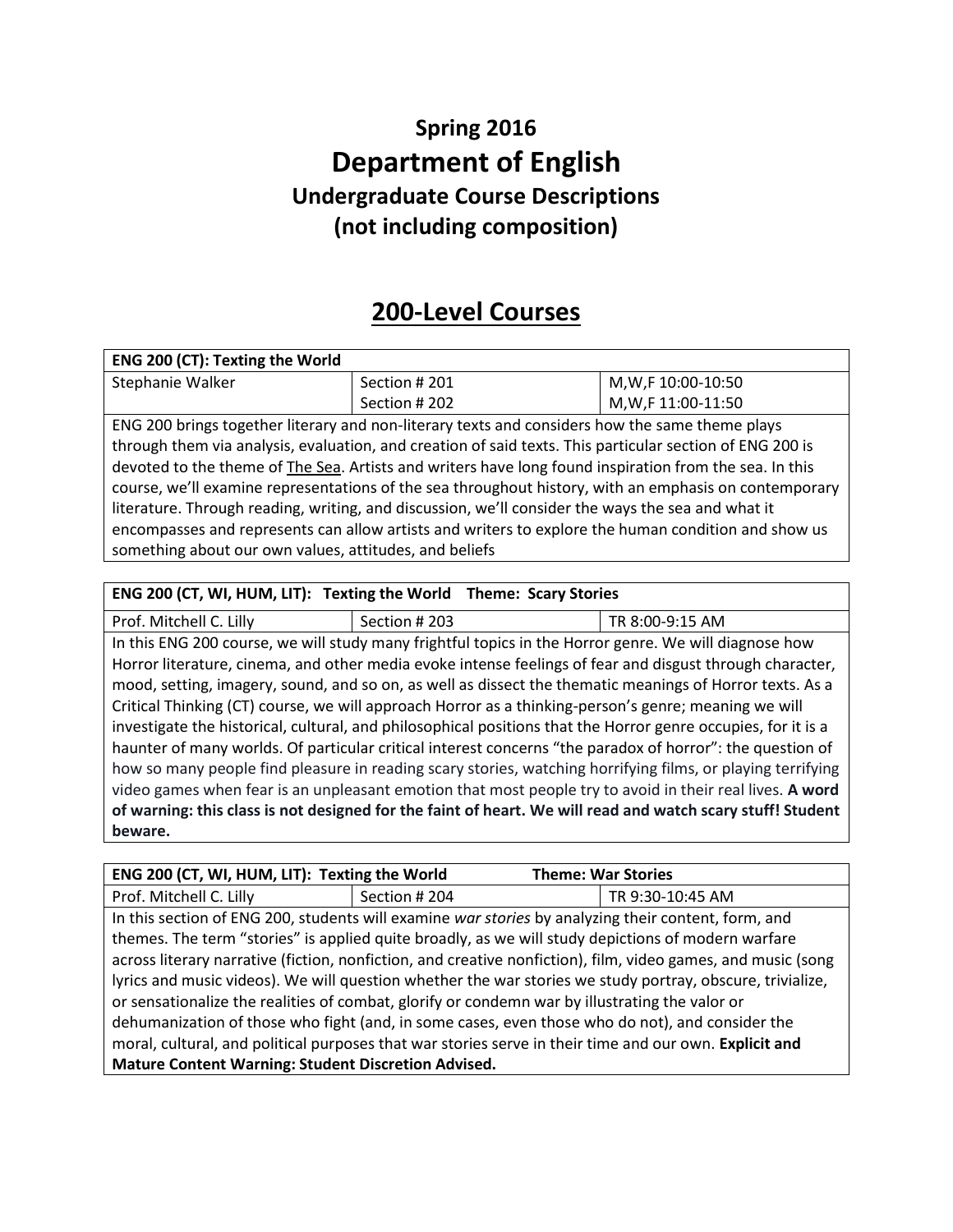# Spring 2016

# Department of English

## Undergraduate Course Descriptions

## (not including composition)

## 200-Level Courses

| **ENG 200 (CT): Texting the World** | | |
|---|---|---|
| Stephanie Walker | Section # 201<br>Section # 202 | M,W,F 10:00-10:50<br>M,W,F 11:00-11:50 |

ENG 200 brings together literary and non-literary texts and considers how the same theme plays through them via analysis, evaluation, and creation of said texts. This particular section of ENG 200 is devoted to the theme of The Sea. Artists and writers have long found inspiration from the sea. In this course, we'll examine representations of the sea throughout history, with an emphasis on contemporary literature. Through reading, writing, and discussion, we'll consider the ways the sea and what it encompasses and represents can allow artists and writers to explore the human condition and show us something about our own values, attitudes, and beliefs

| **ENG 200 (CT, WI, HUM, LIT): Texting the World Theme: Scary Stories** | | |
|---|---|---|
| Prof. Mitchell C. Lilly | Section # 203 | TR 8:00-9:15 AM |

In this ENG 200 course, we will study many frightful topics in the Horror genre. We will diagnose how Horror literature, cinema, and other media evoke intense feelings of fear and disgust through character, mood, setting, imagery, sound, and so on, as well as dissect the thematic meanings of Horror texts. As a Critical Thinking (CT) course, we will approach Horror as a thinking-person's genre; meaning we will investigate the historical, cultural, and philosophical positions that the Horror genre occupies, for it is a haunter of many worlds. Of particular critical interest concerns "the paradox of horror": the question of how so many people find pleasure in reading scary stories, watching horrifying films, or playing terrifying video games when fear is an unpleasant emotion that most people try to avoid in their real lives. **A word of warning: this class is not designed for the faint of heart. We will read and watch scary stuff! Student beware.**

| **ENG 200 (CT, WI, HUM, LIT): Texting the World Theme: War Stories** | | |
|---|---|---|
| Prof. Mitchell C. Lilly | Section # 204 | TR 9:30-10:45 AM |

In this section of ENG 200, students will examine *war stories* by analyzing their content, form, and themes. The term "stories" is applied quite broadly, as we will study depictions of modern warfare across literary narrative (fiction, nonfiction, and creative nonfiction), film, video games, and music (song lyrics and music videos). We will question whether the war stories we study portray, obscure, trivialize, or sensationalize the realities of combat, glorify or condemn war by illustrating the valor or dehumanization of those who fight (and, in some cases, even those who do not), and consider the moral, cultural, and political purposes that war stories serve in their time and our own. **Explicit and Mature Content Warning: Student Discretion Advised.**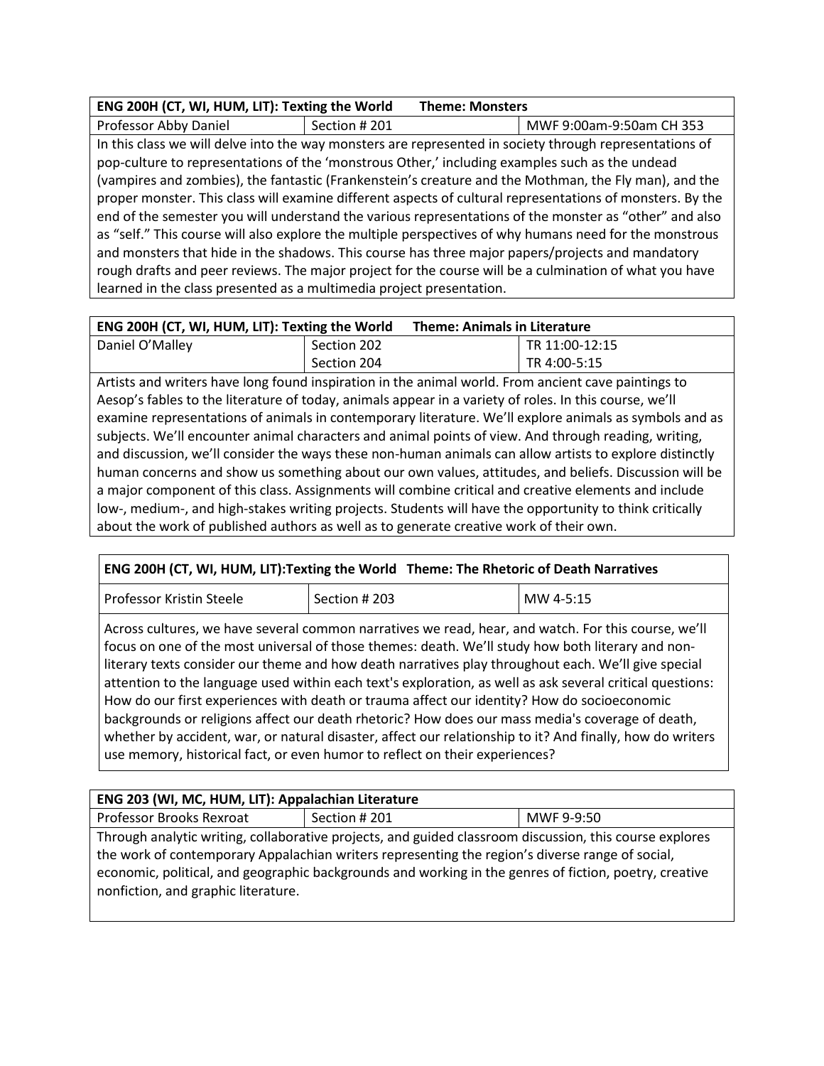| ENG 200H (CT, WI, HUM, LIT): Texting the World **Theme: Monsters** | | |
|---|---|---|
| Professor Abby Daniel | Section # 201 | MWF 9:00am-9:50am CH 353 |

In this class we will delve into the way monsters are represented in society through representations of pop-culture to representations of the 'monstrous Other,' including examples such as the undead (vampires and zombies), the fantastic (Frankenstein's creature and the Mothman, the Fly man), and the proper monster. This class will examine different aspects of cultural representations of monsters. By the end of the semester you will understand the various representations of the monster as "other" and also as "self." This course will also explore the multiple perspectives of why humans need for the monstrous and monsters that hide in the shadows. This course has three major papers/projects and mandatory rough drafts and peer reviews. The major project for the course will be a culmination of what you have learned in the class presented as a multimedia project presentation.

| ENG 200H (CT, WI, HUM, LIT): Texting the World **Theme: Animals in Literature** | | |
|---|---|---|
| Daniel O'Malley | Section 202 | TR 11:00-12:15 |
| | Section 204 | TR 4:00-5:15 |

Artists and writers have long found inspiration in the animal world. From ancient cave paintings to Aesop's fables to the literature of today, animals appear in a variety of roles. In this course, we'll examine representations of animals in contemporary literature. We'll explore animals as symbols and as subjects. We'll encounter animal characters and animal points of view. And through reading, writing, and discussion, we'll consider the ways these non-human animals can allow artists to explore distinctly human concerns and show us something about our own values, attitudes, and beliefs. Discussion will be a major component of this class. Assignments will combine critical and creative elements and include low-, medium-, and high-stakes writing projects. Students will have the opportunity to think critically about the work of published authors as well as to generate creative work of their own.

| ENG 200H (CT, WI, HUM, LIT):Texting the World **Theme: The Rhetoric of Death Narratives** | | |
|---|---|---|
| Professor Kristin Steele | Section # 203 | MW 4-5:15 |

Across cultures, we have several common narratives we read, hear, and watch. For this course, we'll focus on one of the most universal of those themes: death. We'll study how both literary and non-literary texts consider our theme and how death narratives play throughout each. We'll give special attention to the language used within each text's exploration, as well as ask several critical questions: How do our first experiences with death or trauma affect our identity? How do socioeconomic backgrounds or religions affect our death rhetoric? How does our mass media's coverage of death, whether by accident, war, or natural disaster, affect our relationship to it? And finally, how do writers use memory, historical fact, or even humor to reflect on their experiences?

| ENG 203 (WI, MC, HUM, LIT): Appalachian Literature | | |
|---|---|---|
| Professor Brooks Rexroat | Section # 201 | MWF 9-9:50 |

Through analytic writing, collaborative projects, and guided classroom discussion, this course explores the work of contemporary Appalachian writers representing the region's diverse range of social, economic, political, and geographic backgrounds and working in the genres of fiction, poetry, creative nonfiction, and graphic literature.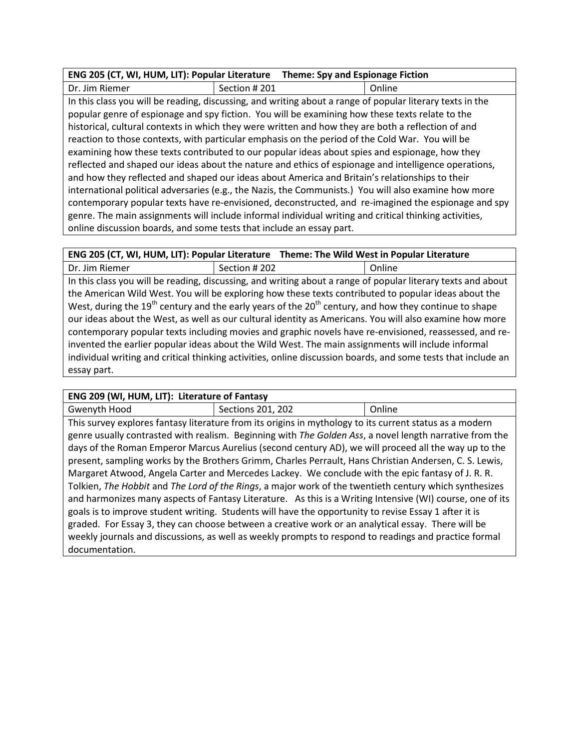| **ENG 205 (CT, WI, HUM, LIT): Popular Literature Theme: Spy and Espionage Fiction** | | |
|---|---|---|
| Dr. Jim Riemer | Section # 201 | Online |
| In this class you will be reading, discussing, and writing about a range of popular literary texts in the popular genre of espionage and spy fiction. You will be examining how these texts relate to the historical, cultural contexts in which they were written and how they are both a reflection of and reaction to those contexts, with particular emphasis on the period of the Cold War. You will be examining how these texts contributed to our popular ideas about spies and espionage, how they reflected and shaped our ideas about the nature and ethics of espionage and intelligence operations, and how they reflected and shaped our ideas about America and Britain's relationships to their international political adversaries (e.g., the Nazis, the Communists.) You will also examine how more contemporary popular texts have re-envisioned, deconstructed, and re-imagined the espionage and spy genre. The main assignments will include informal individual writing and critical thinking activities, online discussion boards, and some tests that include an essay part. | | |

| **ENG 205 (CT, WI, HUM, LIT): Popular Literature Theme: The Wild West in Popular Literature** | | |
|---|---|---|
| Dr. Jim Riemer | Section # 202 | Online |
| In this class you will be reading, discussing, and writing about a range of popular literary texts and about the American Wild West. You will be exploring how these texts contributed to popular ideas about the West, during the 19th century and the early years of the 20th century, and how they continue to shape our ideas about the West, as well as our cultural identity as Americans. You will also examine how more contemporary popular texts including movies and graphic novels have re-envisioned, reassessed, and re-invented the earlier popular ideas about the Wild West. The main assignments will include informal individual writing and critical thinking activities, online discussion boards, and some tests that include an essay part. | | |

| **ENG 209 (WI, HUM, LIT): Literature of Fantasy** | | |
|---|---|---|
| Gwenyth Hood | Sections 201, 202 | Online |
| This survey explores fantasy literature from its origins in mythology to its current status as a modern genre usually contrasted with realism. Beginning with *The Golden Ass*, a novel length narrative from the days of the Roman Emperor Marcus Aurelius (second century AD), we will proceed all the way up to the present, sampling works by the Brothers Grimm, Charles Perrault, Hans Christian Andersen, C. S. Lewis, Margaret Atwood, Angela Carter and Mercedes Lackey. We conclude with the epic fantasy of J. R. R. Tolkien, *The Hobbit* and *The Lord of the Rings*, a major work of the twentieth century which synthesizes and harmonizes many aspects of Fantasy Literature. As this is a Writing Intensive (WI) course, one of its goals is to improve student writing. Students will have the opportunity to revise Essay 1 after it is graded. For Essay 3, they can choose between a creative work or an analytical essay. There will be weekly journals and discussions, as well as weekly prompts to respond to readings and practice formal documentation. | | |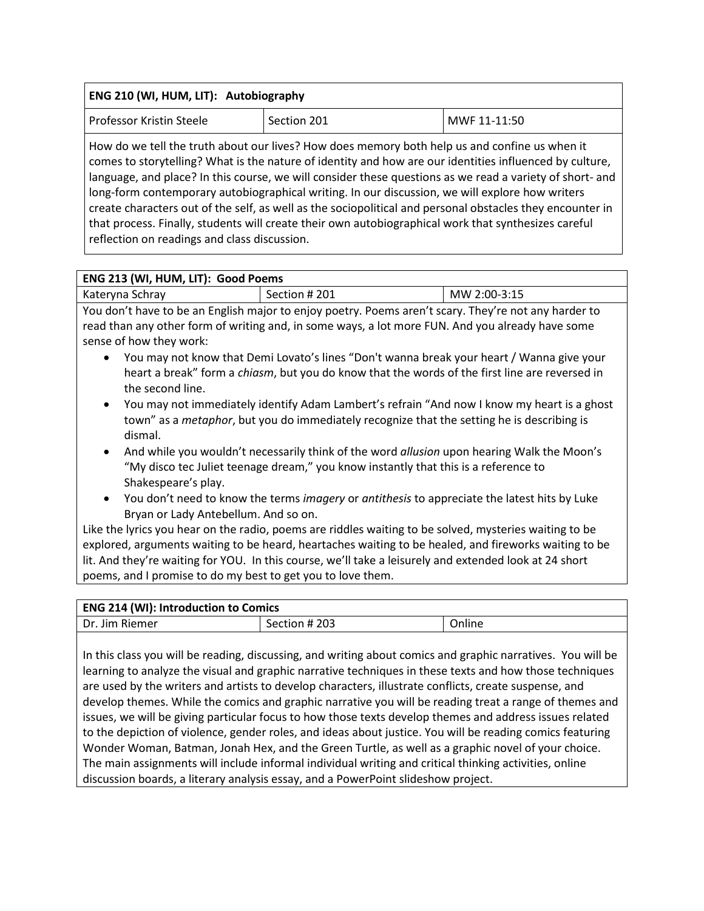| **ENG 210 (WI, HUM, LIT): Autobiography** | | |
|---|---|---|
| Professor Kristin Steele | Section 201 | MWF 11-11:50 |

How do we tell the truth about our lives? How does memory both help us and confine us when it comes to storytelling? What is the nature of identity and how are our identities influenced by culture, language, and place? In this course, we will consider these questions as we read a variety of short- and long-form contemporary autobiographical writing. In our discussion, we will explore how writers create characters out of the self, as well as the sociopolitical and personal obstacles they encounter in that process. Finally, students will create their own autobiographical work that synthesizes careful reflection on readings and class discussion.

| **ENG 213 (WI, HUM, LIT): Good Poems** | | |
|---|---|---|
| Kateryna Schray | Section # 201 | MW 2:00-3:15 |

You don't have to be an English major to enjoy poetry. Poems aren't scary. They're not any harder to read than any other form of writing and, in some ways, a lot more FUN. And you already have some sense of how they work:

- You may not know that Demi Lovato's lines "Don't wanna break your heart / Wanna give your heart a break" form a *chiasm*, but you do know that the words of the first line are reversed in the second line.
- You may not immediately identify Adam Lambert's refrain "And now I know my heart is a ghost town" as a *metaphor*, but you do immediately recognize that the setting he is describing is dismal.
- And while you wouldn't necessarily think of the word *allusion* upon hearing Walk the Moon's "My disco tec Juliet teenage dream," you know instantly that this is a reference to Shakespeare's play.
- You don't need to know the terms *imagery* or *antithesis* to appreciate the latest hits by Luke Bryan or Lady Antebellum. And so on.

Like the lyrics you hear on the radio, poems are riddles waiting to be solved, mysteries waiting to be explored, arguments waiting to be heard, heartaches waiting to be healed, and fireworks waiting to be lit. And they're waiting for YOU. In this course, we'll take a leisurely and extended look at 24 short poems, and I promise to do my best to get you to love them.

| **ENG 214 (WI): Introduction to Comics** | | |
|---|---|---|
| Dr. Jim Riemer | Section # 203 | Online |

In this class you will be reading, discussing, and writing about comics and graphic narratives. You will be learning to analyze the visual and graphic narrative techniques in these texts and how those techniques are used by the writers and artists to develop characters, illustrate conflicts, create suspense, and develop themes. While the comics and graphic narrative you will be reading treat a range of themes and issues, we will be giving particular focus to how those texts develop themes and address issues related to the depiction of violence, gender roles, and ideas about justice. You will be reading comics featuring Wonder Woman, Batman, Jonah Hex, and the Green Turtle, as well as a graphic novel of your choice. The main assignments will include informal individual writing and critical thinking activities, online discussion boards, a literary analysis essay, and a PowerPoint slideshow project.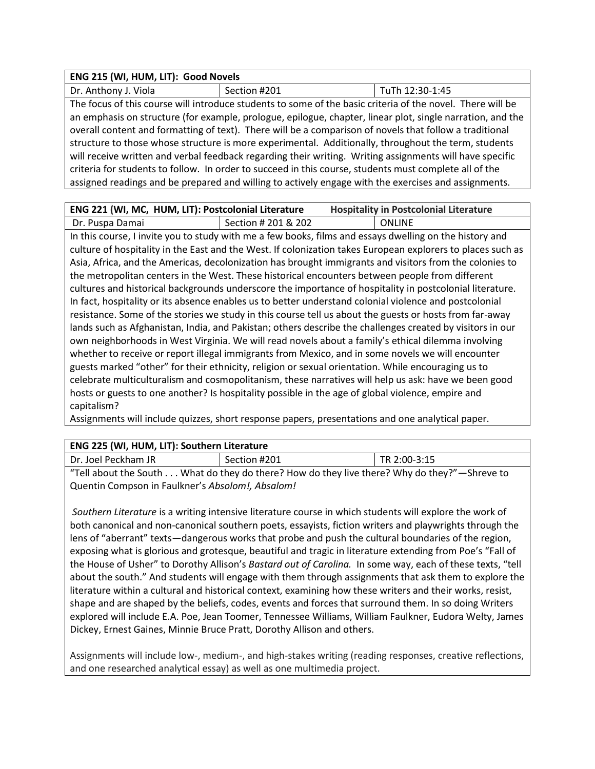| **ENG 215 (WI, HUM, LIT): Good Novels** | | |
|---|---|---|
| Dr. Anthony J. Viola | Section #201 | TuTh 12:30-1:45 |

The focus of this course will introduce students to some of the basic criteria of the novel. There will be an emphasis on structure (for example, prologue, epilogue, chapter, linear plot, single narration, and the overall content and formatting of text). There will be a comparison of novels that follow a traditional structure to those whose structure is more experimental. Additionally, throughout the term, students will receive written and verbal feedback regarding their writing. Writing assignments will have specific criteria for students to follow. In order to succeed in this course, students must complete all of the assigned readings and be prepared and willing to actively engage with the exercises and assignments.

| **ENG 221 (WI, MC, HUM, LIT): Postcolonial Literature** | **Hospitality in Postcolonial Literature** | |
|---|---|---|
| Dr. Puspa Damai | Section # 201 & 202 | ONLINE |

In this course, I invite you to study with me a few books, films and essays dwelling on the history and culture of hospitality in the East and the West. If colonization takes European explorers to places such as Asia, Africa, and the Americas, decolonization has brought immigrants and visitors from the colonies to the metropolitan centers in the West. These historical encounters between people from different cultures and historical backgrounds underscore the importance of hospitality in postcolonial literature. In fact, hospitality or its absence enables us to better understand colonial violence and postcolonial resistance. Some of the stories we study in this course tell us about the guests or hosts from far-away lands such as Afghanistan, India, and Pakistan; others describe the challenges created by visitors in our own neighborhoods in West Virginia. We will read novels about a family's ethical dilemma involving whether to receive or report illegal immigrants from Mexico, and in some novels we will encounter guests marked "other" for their ethnicity, religion or sexual orientation. While encouraging us to celebrate multiculturalism and cosmopolitanism, these narratives will help us ask: have we been good hosts or guests to one another? Is hospitality possible in the age of global violence, empire and capitalism?

Assignments will include quizzes, short response papers, presentations and one analytical paper.

| **ENG 225 (WI, HUM, LIT): Southern Literature** | | |
|---|---|---|
| Dr. Joel Peckham JR | Section #201 | TR 2:00-3:15 |

"Tell about the South . . . What do they do there? How do they live there? Why do they?"—Shreve to Quentin Compson in Faulkner's *Absolom!, Absalom!*

*Southern Literature* is a writing intensive literature course in which students will explore the work of both canonical and non-canonical southern poets, essayists, fiction writers and playwrights through the lens of "aberrant" texts—dangerous works that probe and push the cultural boundaries of the region, exposing what is glorious and grotesque, beautiful and tragic in literature extending from Poe's "Fall of the House of Usher" to Dorothy Allison's *Bastard out of Carolina.* In some way, each of these texts, "tell about the south." And students will engage with them through assignments that ask them to explore the literature within a cultural and historical context, examining how these writers and their works, resist, shape and are shaped by the beliefs, codes, events and forces that surround them. In so doing Writers explored will include E.A. Poe, Jean Toomer, Tennessee Williams, William Faulkner, Eudora Welty, James Dickey, Ernest Gaines, Minnie Bruce Pratt, Dorothy Allison and others.

Assignments will include low-, medium-, and high-stakes writing (reading responses, creative reflections, and one researched analytical essay) as well as one multimedia project.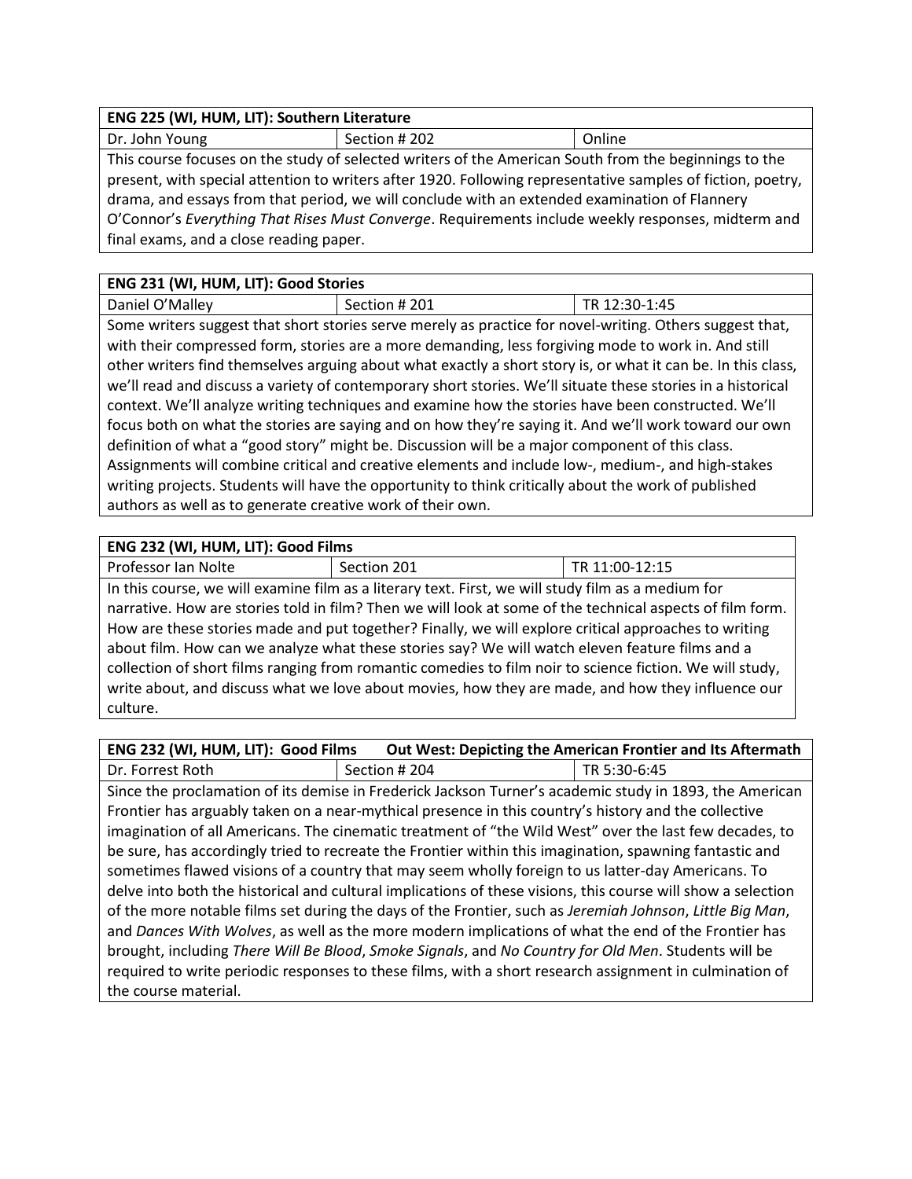| ENG 225 (WI, HUM, LIT): Southern Literature | | |
|---|---|---|
| Dr. John Young | Section # 202 | Online |
| This course focuses on the study of selected writers of the American South from the beginnings to the present, with special attention to writers after 1920. Following representative samples of fiction, poetry, drama, and essays from that period, we will conclude with an extended examination of Flannery O'Connor's *Everything That Rises Must Converge*. Requirements include weekly responses, midterm and final exams, and a close reading paper. | | |

| ENG 231 (WI, HUM, LIT): Good Stories | | |
|---|---|---|
| Daniel O'Malley | Section # 201 | TR 12:30-1:45 |
| Some writers suggest that short stories serve merely as practice for novel-writing. Others suggest that, with their compressed form, stories are a more demanding, less forgiving mode to work in. And still other writers find themselves arguing about what exactly a short story is, or what it can be. In this class, we'll read and discuss a variety of contemporary short stories. We'll situate these stories in a historical context. We'll analyze writing techniques and examine how the stories have been constructed. We'll focus both on what the stories are saying and on how they're saying it. And we'll work toward our own definition of what a "good story" might be. Discussion will be a major component of this class. Assignments will combine critical and creative elements and include low-, medium-, and high-stakes writing projects. Students will have the opportunity to think critically about the work of published authors as well as to generate creative work of their own. | | |

| ENG 232 (WI, HUM, LIT): Good Films | | |
|---|---|---|
| Professor Ian Nolte | Section 201 | TR 11:00-12:15 |
| In this course, we will examine film as a literary text. First, we will study film as a medium for narrative. How are stories told in film? Then we will look at some of the technical aspects of film form. How are these stories made and put together? Finally, we will explore critical approaches to writing about film. How can we analyze what these stories say? We will watch eleven feature films and a collection of short films ranging from romantic comedies to film noir to science fiction. We will study, write about, and discuss what we love about movies, how they are made, and how they influence our culture. | | |

| ENG 232 (WI, HUM, LIT): Good Films Out West: Depicting the American Frontier and Its Aftermath | | |
|---|---|---|
| Dr. Forrest Roth | Section # 204 | TR 5:30-6:45 |
| Since the proclamation of its demise in Frederick Jackson Turner's academic study in 1893, the American Frontier has arguably taken on a near-mythical presence in this country's history and the collective imagination of all Americans. The cinematic treatment of "the Wild West" over the last few decades, to be sure, has accordingly tried to recreate the Frontier within this imagination, spawning fantastic and sometimes flawed visions of a country that may seem wholly foreign to us latter-day Americans. To delve into both the historical and cultural implications of these visions, this course will show a selection of the more notable films set during the days of the Frontier, such as *Jeremiah Johnson*, *Little Big Man*, and *Dances With Wolves*, as well as the more modern implications of what the end of the Frontier has brought, including *There Will Be Blood*, *Smoke Signals*, and *No Country for Old Men*. Students will be required to write periodic responses to these films, with a short research assignment in culmination of the course material. | | |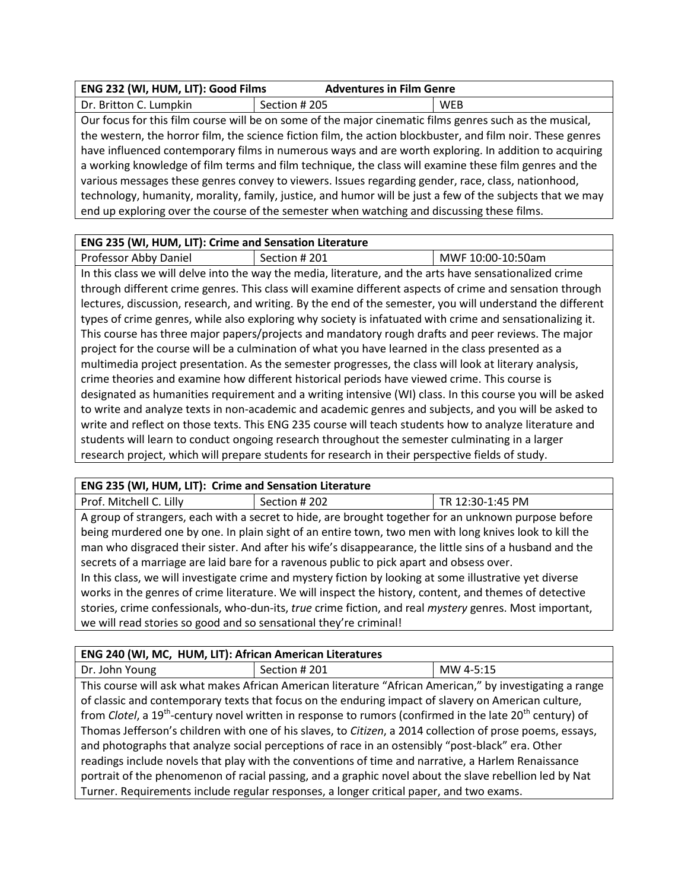| ENG 232 (WI, HUM, LIT): Good Films — Adventures in Film Genre | | |
|---|---|---|
| Dr. Britton C. Lumpkin | Section # 205 | WEB |
| Our focus for this film course will be on some of the major cinematic films genres such as the musical, the western, the horror film, the science fiction film, the action blockbuster, and film noir. These genres have influenced contemporary films in numerous ways and are worth exploring. In addition to acquiring a working knowledge of film terms and film technique, the class will examine these film genres and the various messages these genres convey to viewers. Issues regarding gender, race, class, nationhood, technology, humanity, morality, family, justice, and humor will be just a few of the subjects that we may end up exploring over the course of the semester when watching and discussing these films. | | |

| ENG 235 (WI, HUM, LIT): Crime and Sensation Literature | | |
|---|---|---|
| Professor Abby Daniel | Section # 201 | MWF 10:00-10:50am |
| In this class we will delve into the way the media, literature, and the arts have sensationalized crime through different crime genres. This class will examine different aspects of crime and sensation through lectures, discussion, research, and writing. By the end of the semester, you will understand the different types of crime genres, while also exploring why society is infatuated with crime and sensationalizing it. This course has three major papers/projects and mandatory rough drafts and peer reviews. The major project for the course will be a culmination of what you have learned in the class presented as a multimedia project presentation. As the semester progresses, the class will look at literary analysis, crime theories and examine how different historical periods have viewed crime. This course is designated as humanities requirement and a writing intensive (WI) class. In this course you will be asked to write and analyze texts in non-academic and academic genres and subjects, and you will be asked to write and reflect on those texts. This ENG 235 course will teach students how to analyze literature and students will learn to conduct ongoing research throughout the semester culminating in a larger research project, which will prepare students for research in their perspective fields of study. | | |

| ENG 235 (WI, HUM, LIT): Crime and Sensation Literature | | |
|---|---|---|
| Prof. Mitchell C. Lilly | Section # 202 | TR 12:30-1:45 PM |
| A group of strangers, each with a secret to hide, are brought together for an unknown purpose before being murdered one by one. In plain sight of an entire town, two men with long knives look to kill the man who disgraced their sister. And after his wife's disappearance, the little sins of a husband and the secrets of a marriage are laid bare for a ravenous public to pick apart and obsess over. In this class, we will investigate crime and mystery fiction by looking at some illustrative yet diverse works in the genres of crime literature. We will inspect the history, content, and themes of detective stories, crime confessionals, who-dun-its, *true* crime fiction, and real *mystery* genres. Most important, we will read stories so good and so sensational they're criminal! | | |

| ENG 240 (WI, MC, HUM, LIT): African American Literatures | | |
|---|---|---|
| Dr. John Young | Section # 201 | MW 4-5:15 |
| This course will ask what makes African American literature "African American," by investigating a range of classic and contemporary texts that focus on the enduring impact of slavery on American culture, from *Clotel*, a 19th-century novel written in response to rumors (confirmed in the late 20th century) of Thomas Jefferson's children with one of his slaves, to *Citizen*, a 2014 collection of prose poems, essays, and photographs that analyze social perceptions of race in an ostensibly "post-black" era. Other readings include novels that play with the conventions of time and narrative, a Harlem Renaissance portrait of the phenomenon of racial passing, and a graphic novel about the slave rebellion led by Nat Turner. Requirements include regular responses, a longer critical paper, and two exams. | | |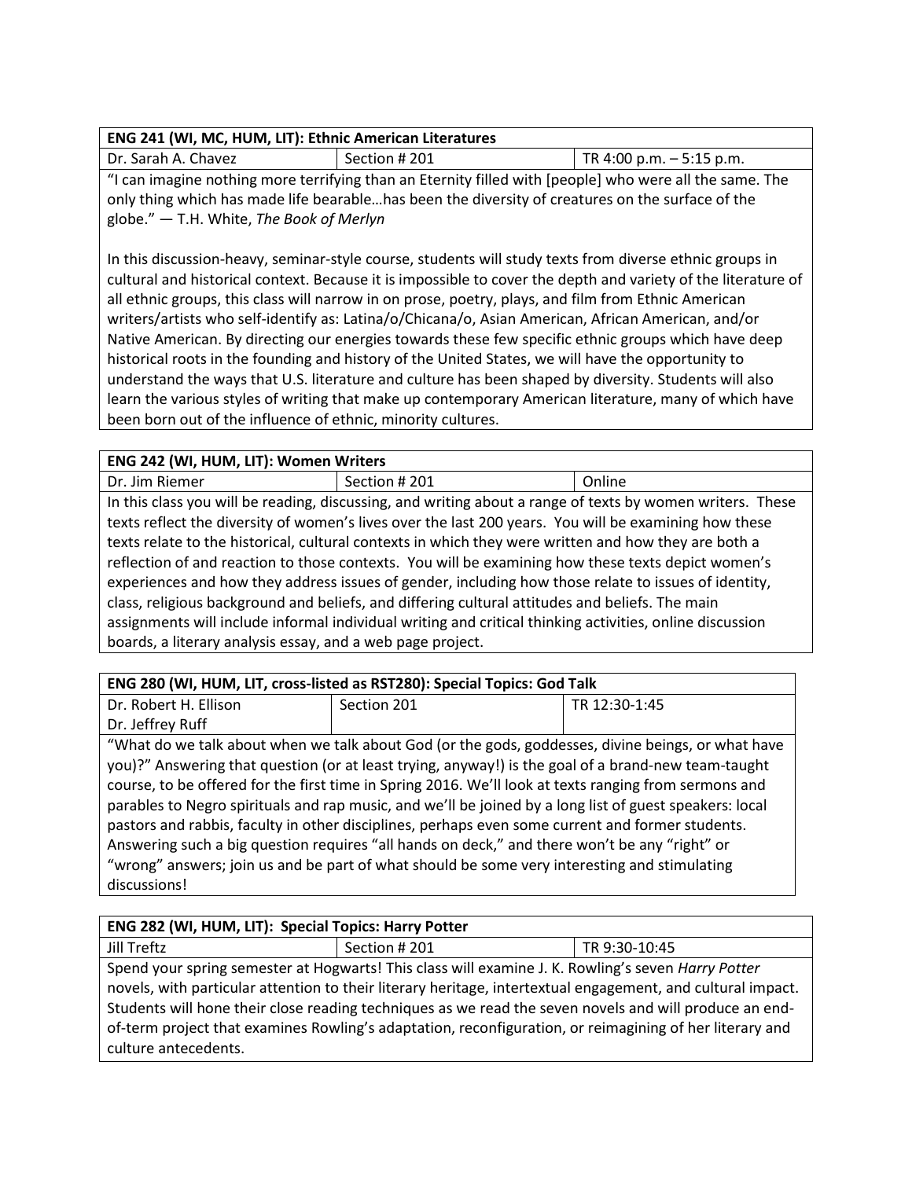| ENG 241 (WI, MC, HUM, LIT): Ethnic American Literatures | | |
| --- | --- | --- |
| Dr. Sarah A. Chavez | Section # 201 | TR 4:00 p.m. – 5:15 p.m. |

"I can imagine nothing more terrifying than an Eternity filled with [people] who were all the same. The only thing which has made life bearable…has been the diversity of creatures on the surface of the globe." — T.H. White, *The Book of Merlyn*

In this discussion-heavy, seminar-style course, students will study texts from diverse ethnic groups in cultural and historical context. Because it is impossible to cover the depth and variety of the literature of all ethnic groups, this class will narrow in on prose, poetry, plays, and film from Ethnic American writers/artists who self-identify as: Latina/o/Chicana/o, Asian American, African American, and/or Native American. By directing our energies towards these few specific ethnic groups which have deep historical roots in the founding and history of the United States, we will have the opportunity to understand the ways that U.S. literature and culture has been shaped by diversity. Students will also learn the various styles of writing that make up contemporary American literature, many of which have been born out of the influence of ethnic, minority cultures.

| ENG 242 (WI, HUM, LIT): Women Writers | | |
| --- | --- | --- |
| Dr. Jim Riemer | Section # 201 | Online |

In this class you will be reading, discussing, and writing about a range of texts by women writers. These texts reflect the diversity of women's lives over the last 200 years. You will be examining how these texts relate to the historical, cultural contexts in which they were written and how they are both a reflection of and reaction to those contexts. You will be examining how these texts depict women's experiences and how they address issues of gender, including how those relate to issues of identity, class, religious background and beliefs, and differing cultural attitudes and beliefs. The main assignments will include informal individual writing and critical thinking activities, online discussion boards, a literary analysis essay, and a web page project.

| ENG 280 (WI, HUM, LIT, cross-listed as RST280): Special Topics: God Talk | | |
| --- | --- | --- |
| Dr. Robert H. Ellison<br>Dr. Jeffrey Ruff | Section 201 | TR 12:30-1:45 |

"What do we talk about when we talk about God (or the gods, goddesses, divine beings, or what have you)?" Answering that question (or at least trying, anyway!) is the goal of a brand-new team-taught course, to be offered for the first time in Spring 2016. We'll look at texts ranging from sermons and parables to Negro spirituals and rap music, and we'll be joined by a long list of guest speakers: local pastors and rabbis, faculty in other disciplines, perhaps even some current and former students. Answering such a big question requires "all hands on deck," and there won't be any "right" or "wrong" answers; join us and be part of what should be some very interesting and stimulating discussions!

| ENG 282 (WI, HUM, LIT): Special Topics: Harry Potter | | |
| --- | --- | --- |
| Jill Treftz | Section # 201 | TR 9:30-10:45 |

Spend your spring semester at Hogwarts! This class will examine J. K. Rowling's seven *Harry Potter* novels, with particular attention to their literary heritage, intertextual engagement, and cultural impact. Students will hone their close reading techniques as we read the seven novels and will produce an end-of-term project that examines Rowling's adaptation, reconfiguration, or reimagining of her literary and culture antecedents.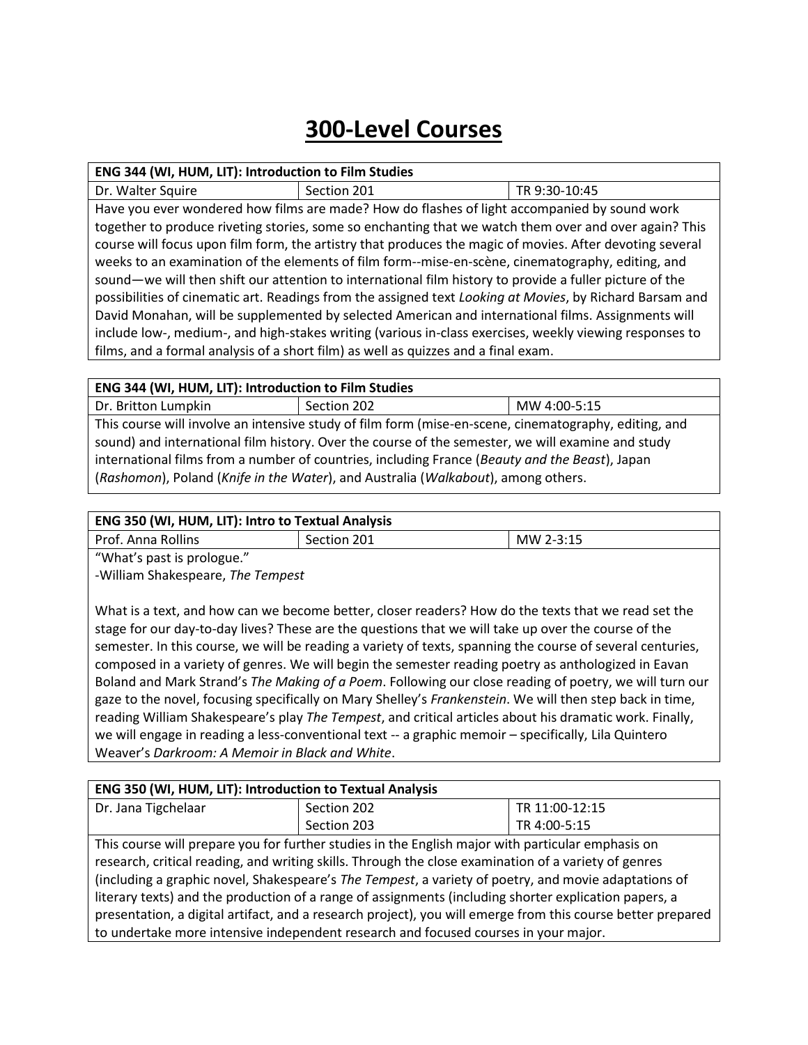# 300-Level Courses

| ENG 344 (WI, HUM, LIT): Introduction to Film Studies | | |
|---|---|---|
| Dr. Walter Squire | Section 201 | TR 9:30-10:45 |
| Have you ever wondered how films are made? How do flashes of light accompanied by sound work together to produce riveting stories, some so enchanting that we watch them over and over again? This course will focus upon film form, the artistry that produces the magic of movies. After devoting several weeks to an examination of the elements of film form--mise-en-scène, cinematography, editing, and sound—we will then shift our attention to international film history to provide a fuller picture of the possibilities of cinematic art. Readings from the assigned text *Looking at Movies*, by Richard Barsam and David Monahan, will be supplemented by selected American and international films. Assignments will include low-, medium-, and high-stakes writing (various in-class exercises, weekly viewing responses to films, and a formal analysis of a short film) as well as quizzes and a final exam. | | |

| ENG 344 (WI, HUM, LIT): Introduction to Film Studies | | |
|---|---|---|
| Dr. Britton Lumpkin | Section 202 | MW 4:00-5:15 |
| This course will involve an intensive study of film form (mise-en-scene, cinematography, editing, and sound) and international film history. Over the course of the semester, we will examine and study international films from a number of countries, including France (*Beauty and the Beast*), Japan (*Rashomon*), Poland (*Knife in the Water*), and Australia (*Walkabout*), among others. | | |

| ENG 350 (WI, HUM, LIT): Intro to Textual Analysis | | |
|---|---|---|
| Prof. Anna Rollins | Section 201 | MW 2-3:15 |
| "What's past is prologue." -William Shakespeare, *The Tempest* <br><br> What is a text, and how can we become better, closer readers? How do the texts that we read set the stage for our day-to-day lives? These are the questions that we will take up over the course of the semester. In this course, we will be reading a variety of texts, spanning the course of several centuries, composed in a variety of genres. We will begin the semester reading poetry as anthologized in Eavan Boland and Mark Strand's *The Making of a Poem*. Following our close reading of poetry, we will turn our gaze to the novel, focusing specifically on Mary Shelley's *Frankenstein*. We will then step back in time, reading William Shakespeare's play *The Tempest*, and critical articles about his dramatic work. Finally, we will engage in reading a less-conventional text -- a graphic memoir – specifically, Lila Quintero Weaver's *Darkroom: A Memoir in Black and White*. | | |

| ENG 350 (WI, HUM, LIT): Introduction to Textual Analysis | | |
|---|---|---|
| Dr. Jana Tigchelaar | Section 202<br>Section 203 | TR 11:00-12:15<br>TR 4:00-5:15 |
| This course will prepare you for further studies in the English major with particular emphasis on research, critical reading, and writing skills. Through the close examination of a variety of genres (including a graphic novel, Shakespeare's *The Tempest*, a variety of poetry, and movie adaptations of literary texts) and the production of a range of assignments (including shorter explication papers, a presentation, a digital artifact, and a research project), you will emerge from this course better prepared to undertake more intensive independent research and focused courses in your major. | | |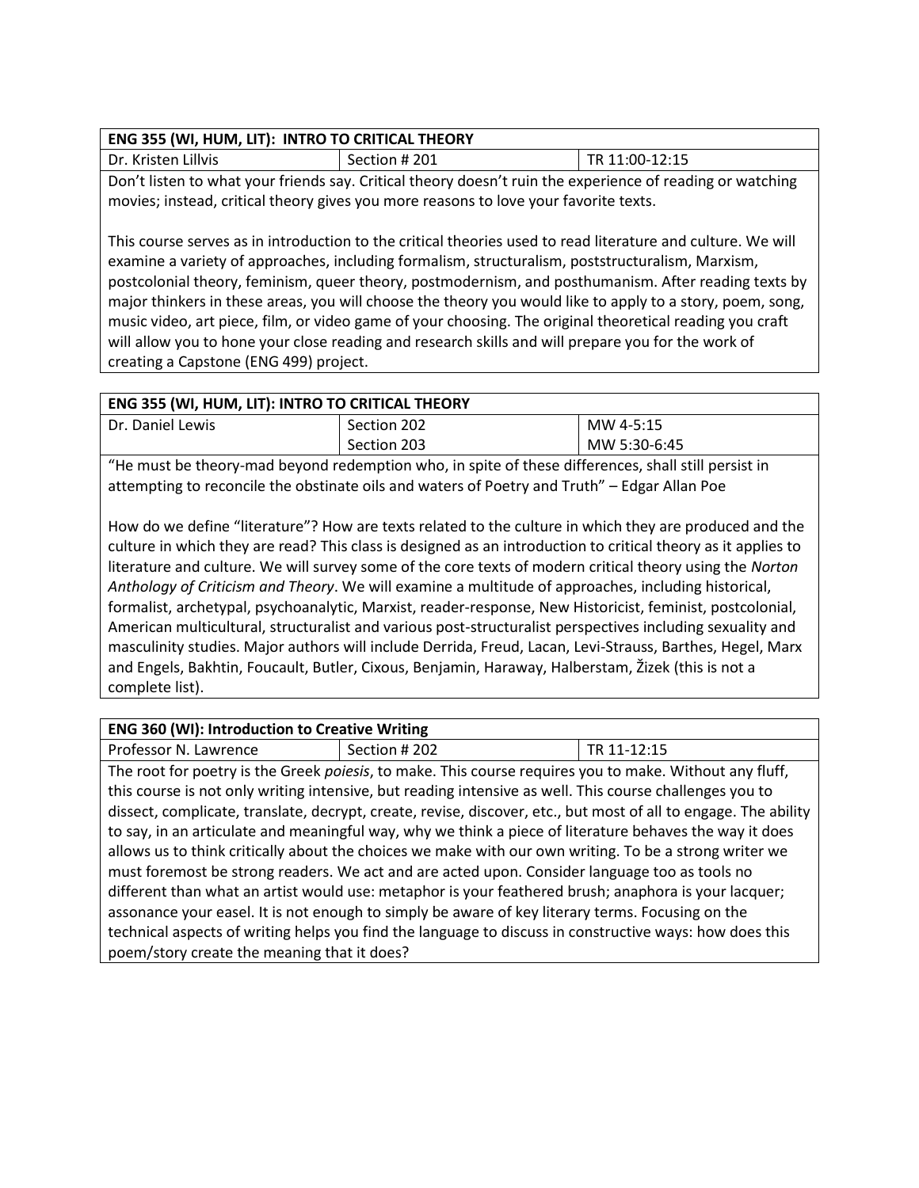| ENG 355 (WI, HUM, LIT): INTRO TO CRITICAL THEORY | | |
|---|---|---|
| Dr. Kristen Lillvis | Section # 201 | TR 11:00-12:15 |

Don't listen to what your friends say. Critical theory doesn't ruin the experience of reading or watching movies; instead, critical theory gives you more reasons to love your favorite texts.

This course serves as in introduction to the critical theories used to read literature and culture. We will examine a variety of approaches, including formalism, structuralism, poststructuralism, Marxism, postcolonial theory, feminism, queer theory, postmodernism, and posthumanism. After reading texts by major thinkers in these areas, you will choose the theory you would like to apply to a story, poem, song, music video, art piece, film, or video game of your choosing. The original theoretical reading you craft will allow you to hone your close reading and research skills and will prepare you for the work of creating a Capstone (ENG 499) project.

| ENG 355 (WI, HUM, LIT): INTRO TO CRITICAL THEORY | | |
|---|---|---|
| Dr. Daniel Lewis | Section 202<br>Section 203 | MW 4-5:15<br>MW 5:30-6:45 |

"He must be theory-mad beyond redemption who, in spite of these differences, shall still persist in attempting to reconcile the obstinate oils and waters of Poetry and Truth" – Edgar Allan Poe

How do we define "literature"? How are texts related to the culture in which they are produced and the culture in which they are read? This class is designed as an introduction to critical theory as it applies to literature and culture. We will survey some of the core texts of modern critical theory using the *Norton Anthology of Criticism and Theory*. We will examine a multitude of approaches, including historical, formalist, archetypal, psychoanalytic, Marxist, reader-response, New Historicist, feminist, postcolonial, American multicultural, structuralist and various post-structuralist perspectives including sexuality and masculinity studies. Major authors will include Derrida, Freud, Lacan, Levi-Strauss, Barthes, Hegel, Marx and Engels, Bakhtin, Foucault, Butler, Cixous, Benjamin, Haraway, Halberstam, Žizek (this is not a complete list).

| ENG 360 (WI): Introduction to Creative Writing | | |
|---|---|---|
| Professor N. Lawrence | Section # 202 | TR 11-12:15 |

The root for poetry is the Greek *poiesis*, to make. This course requires you to make. Without any fluff, this course is not only writing intensive, but reading intensive as well. This course challenges you to dissect, complicate, translate, decrypt, create, revise, discover, etc., but most of all to engage. The ability to say, in an articulate and meaningful way, why we think a piece of literature behaves the way it does allows us to think critically about the choices we make with our own writing. To be a strong writer we must foremost be strong readers. We act and are acted upon. Consider language too as tools no different than what an artist would use: metaphor is your feathered brush; anaphora is your lacquer; assonance your easel. It is not enough to simply be aware of key literary terms. Focusing on the technical aspects of writing helps you find the language to discuss in constructive ways: how does this poem/story create the meaning that it does?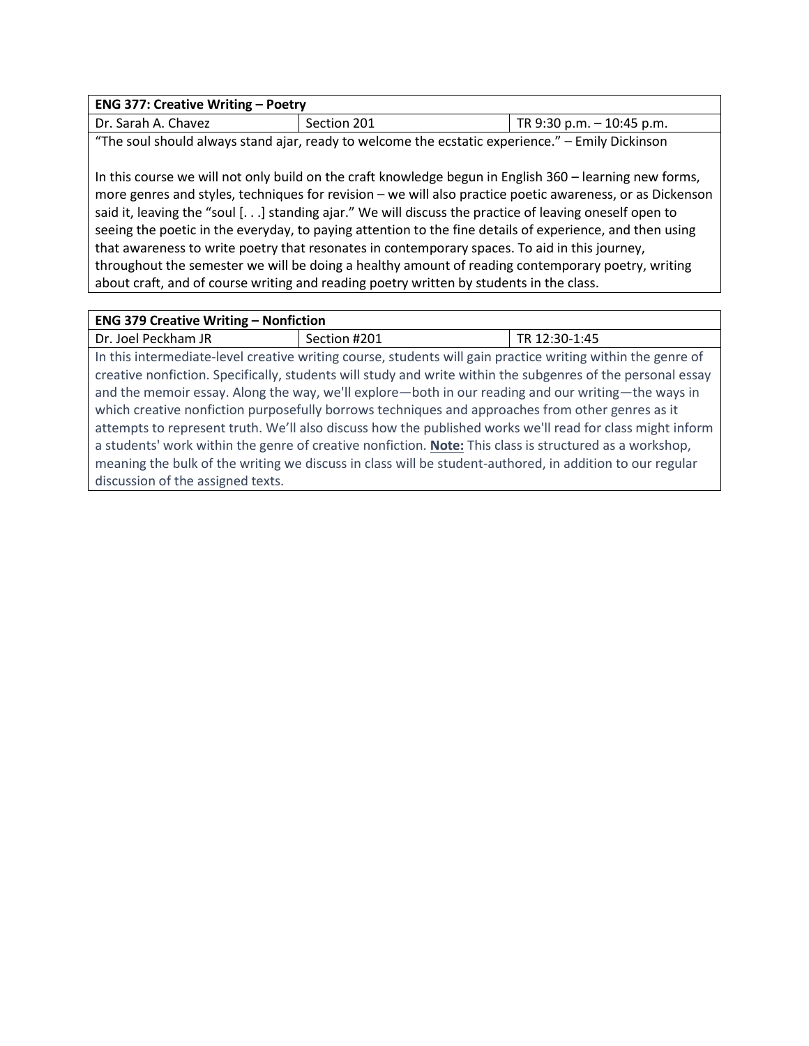| ENG 377: Creative Writing – Poetry | | |
|---|---|---|
| Dr. Sarah A. Chavez | Section 201 | TR 9:30 p.m. – 10:45 p.m. |

"The soul should always stand ajar, ready to welcome the ecstatic experience." – Emily Dickinson

In this course we will not only build on the craft knowledge begun in English 360 – learning new forms, more genres and styles, techniques for revision – we will also practice poetic awareness, or as Dickenson said it, leaving the "soul [. . .] standing ajar." We will discuss the practice of leaving oneself open to seeing the poetic in the everyday, to paying attention to the fine details of experience, and then using that awareness to write poetry that resonates in contemporary spaces. To aid in this journey, throughout the semester we will be doing a healthy amount of reading contemporary poetry, writing about craft, and of course writing and reading poetry written by students in the class.

| ENG 379 Creative Writing – Nonfiction | | |
|---|---|---|
| Dr. Joel Peckham JR | Section #201 | TR 12:30-1:45 |

In this intermediate-level creative writing course, students will gain practice writing within the genre of creative nonfiction. Specifically, students will study and write within the subgenres of the personal essay and the memoir essay. Along the way, we'll explore—both in our reading and our writing—the ways in which creative nonfiction purposefully borrows techniques and approaches from other genres as it attempts to represent truth. We'll also discuss how the published works we'll read for class might inform a students' work within the genre of creative nonfiction. **Note:** This class is structured as a workshop, meaning the bulk of the writing we discuss in class will be student-authored, in addition to our regular discussion of the assigned texts.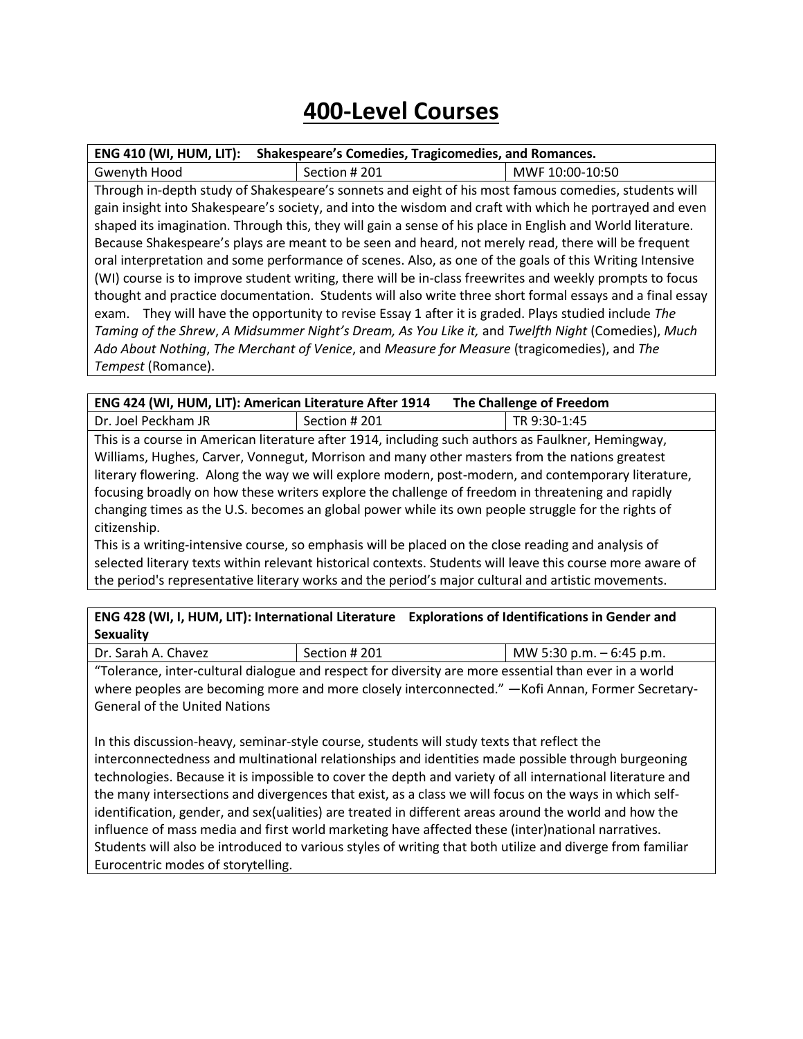# 400-Level Courses

| **ENG 410 (WI, HUM, LIT): Shakespeare's Comedies, Tragicomedies, and Romances.** | | |
|---|---|---|
| Gwenyth Hood | Section # 201 | MWF 10:00-10:50 |

Through in-depth study of Shakespeare's sonnets and eight of his most famous comedies, students will gain insight into Shakespeare's society, and into the wisdom and craft with which he portrayed and even shaped its imagination. Through this, they will gain a sense of his place in English and World literature. Because Shakespeare's plays are meant to be seen and heard, not merely read, there will be frequent oral interpretation and some performance of scenes. Also, as one of the goals of this Writing Intensive (WI) course is to improve student writing, there will be in-class freewrites and weekly prompts to focus thought and practice documentation. Students will also write three short formal essays and a final essay exam. They will have the opportunity to revise Essay 1 after it is graded. Plays studied include *The Taming of the Shrew*, *A Midsummer Night's Dream, As You Like it,* and *Twelfth Night* (Comedies), *Much Ado About Nothing*, *The Merchant of Venice*, and *Measure for Measure* (tragicomedies), and *The Tempest* (Romance).

| **ENG 424 (WI, HUM, LIT): American Literature After 1914 The Challenge of Freedom** | | |
|---|---|---|
| Dr. Joel Peckham JR | Section # 201 | TR 9:30-1:45 |

This is a course in American literature after 1914, including such authors as Faulkner, Hemingway, Williams, Hughes, Carver, Vonnegut, Morrison and many other masters from the nations greatest literary flowering. Along the way we will explore modern, post-modern, and contemporary literature, focusing broadly on how these writers explore the challenge of freedom in threatening and rapidly changing times as the U.S. becomes an global power while its own people struggle for the rights of citizenship.

This is a writing-intensive course, so emphasis will be placed on the close reading and analysis of selected literary texts within relevant historical contexts. Students will leave this course more aware of the period's representative literary works and the period's major cultural and artistic movements.

| **ENG 428 (WI, I, HUM, LIT): International Literature Explorations of Identifications in Gender and Sexuality** | | |
|---|---|---|
| Dr. Sarah A. Chavez | Section # 201 | MW 5:30 p.m. – 6:45 p.m. |

"Tolerance, inter-cultural dialogue and respect for diversity are more essential than ever in a world where peoples are becoming more and more closely interconnected." —Kofi Annan, Former Secretary-General of the United Nations

In this discussion-heavy, seminar-style course, students will study texts that reflect the interconnectedness and multinational relationships and identities made possible through burgeoning technologies. Because it is impossible to cover the depth and variety of all international literature and the many intersections and divergences that exist, as a class we will focus on the ways in which self-identification, gender, and sex(ualities) are treated in different areas around the world and how the influence of mass media and first world marketing have affected these (inter)national narratives. Students will also be introduced to various styles of writing that both utilize and diverge from familiar Eurocentric modes of storytelling.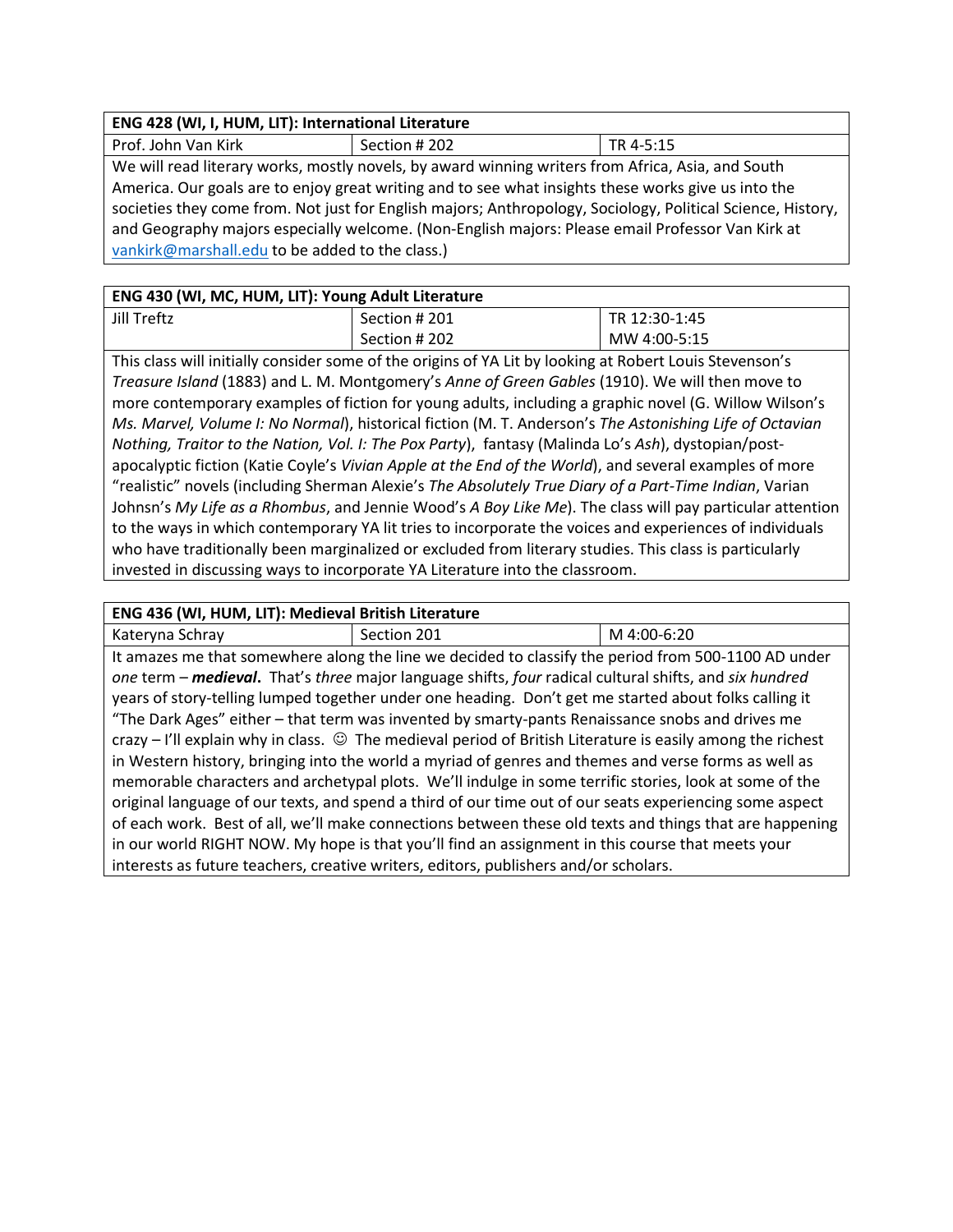| ENG 428 (WI, I, HUM, LIT): International Literature | | |
|---|---|---|
| Prof. John Van Kirk | Section # 202 | TR 4-5:15 |

We will read literary works, mostly novels, by award winning writers from Africa, Asia, and South America. Our goals are to enjoy great writing and to see what insights these works give us into the societies they come from. Not just for English majors; Anthropology, Sociology, Political Science, History, and Geography majors especially welcome. (Non-English majors: Please email Professor Van Kirk at [vankirk@marshall.edu](mailto:vankirk@marshall.edu) to be added to the class.)

| ENG 430 (WI, MC, HUM, LIT): Young Adult Literature | | |
|---|---|---|
| Jill Treftz | Section # 201<br>Section # 202 | TR 12:30-1:45<br>MW 4:00-5:15 |

This class will initially consider some of the origins of YA Lit by looking at Robert Louis Stevenson's *Treasure Island* (1883) and L. M. Montgomery's *Anne of Green Gables* (1910). We will then move to more contemporary examples of fiction for young adults, including a graphic novel (G. Willow Wilson's *Ms. Marvel, Volume I: No Normal*), historical fiction (M. T. Anderson's *The Astonishing Life of Octavian Nothing, Traitor to the Nation, Vol. I: The Pox Party*), fantasy (Malinda Lo's *Ash*), dystopian/post-apocalyptic fiction (Katie Coyle's *Vivian Apple at the End of the World*), and several examples of more "realistic" novels (including Sherman Alexie's *The Absolutely True Diary of a Part-Time Indian*, Varian Johnsn's *My Life as a Rhombus*, and Jennie Wood's *A Boy Like Me*). The class will pay particular attention to the ways in which contemporary YA lit tries to incorporate the voices and experiences of individuals who have traditionally been marginalized or excluded from literary studies. This class is particularly invested in discussing ways to incorporate YA Literature into the classroom.

| ENG 436 (WI, HUM, LIT): Medieval British Literature | | |
|---|---|---|
| Kateryna Schray | Section 201 | M 4:00-6:20 |

It amazes me that somewhere along the line we decided to classify the period from 500-1100 AD under *one* term – ***medieval*****.** That's *three* major language shifts, *four* radical cultural shifts, and *six hundred* years of story-telling lumped together under one heading. Don't get me started about folks calling it "The Dark Ages" either – that term was invented by smarty-pants Renaissance snobs and drives me crazy – I'll explain why in class. ☺ The medieval period of British Literature is easily among the richest in Western history, bringing into the world a myriad of genres and themes and verse forms as well as memorable characters and archetypal plots. We'll indulge in some terrific stories, look at some of the original language of our texts, and spend a third of our time out of our seats experiencing some aspect of each work. Best of all, we'll make connections between these old texts and things that are happening in our world RIGHT NOW. My hope is that you'll find an assignment in this course that meets your interests as future teachers, creative writers, editors, publishers and/or scholars.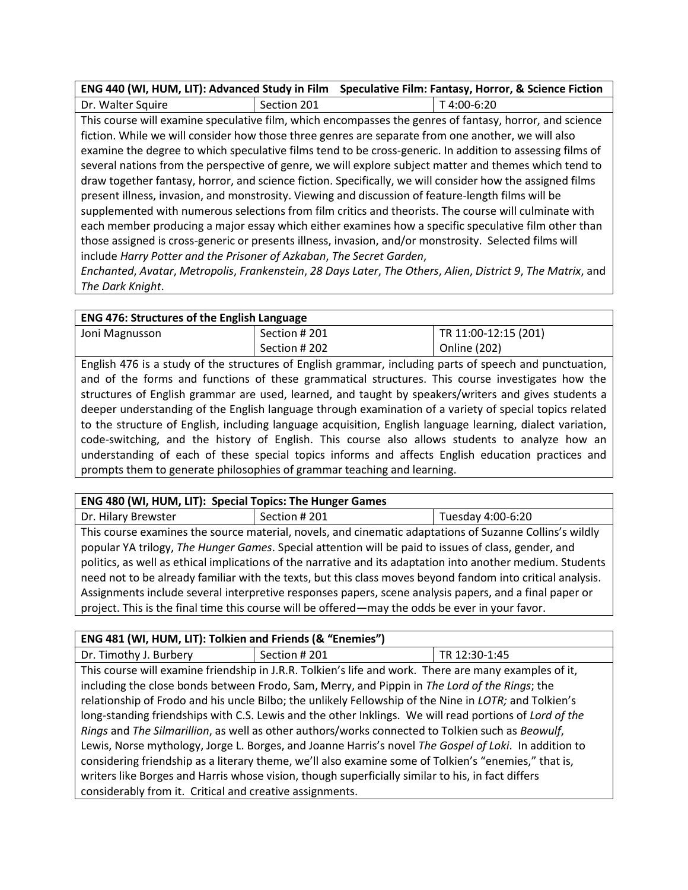| **ENG 440 (WI, HUM, LIT): Advanced Study in Film    Speculative Film: Fantasy, Horror, & Science Fiction** | | |
|---|---|---|
| Dr. Walter Squire | Section 201 | T 4:00-6:20 |

This course will examine speculative film, which encompasses the genres of fantasy, horror, and science fiction. While we will consider how those three genres are separate from one another, we will also examine the degree to which speculative films tend to be cross-generic. In addition to assessing films of several nations from the perspective of genre, we will explore subject matter and themes which tend to draw together fantasy, horror, and science fiction. Specifically, we will consider how the assigned films present illness, invasion, and monstrosity. Viewing and discussion of feature-length films will be supplemented with numerous selections from film critics and theorists. The course will culminate with each member producing a major essay which either examines how a specific speculative film other than those assigned is cross-generic or presents illness, invasion, and/or monstrosity. Selected films will include *Harry Potter and the Prisoner of Azkaban*, *The Secret Garden*, *Enchanted*, *Avatar*, *Metropolis*, *Frankenstein*, *28 Days Later*, *The Others*, *Alien*, *District 9*, *The Matrix*, and *The Dark Knight*.

| **ENG 476: Structures of the English Language** | | |
|---|---|---|
| Joni Magnusson | Section # 201<br>Section # 202 | TR 11:00-12:15 (201)<br>Online (202) |

English 476 is a study of the structures of English grammar, including parts of speech and punctuation, and of the forms and functions of these grammatical structures. This course investigates how the structures of English grammar are used, learned, and taught by speakers/writers and gives students a deeper understanding of the English language through examination of a variety of special topics related to the structure of English, including language acquisition, English language learning, dialect variation, code-switching, and the history of English. This course also allows students to analyze how an understanding of each of these special topics informs and affects English education practices and prompts them to generate philosophies of grammar teaching and learning.

| **ENG 480 (WI, HUM, LIT): Special Topics: The Hunger Games** | | |
|---|---|---|
| Dr. Hilary Brewster | Section # 201 | Tuesday 4:00-6:20 |

This course examines the source material, novels, and cinematic adaptations of Suzanne Collins's wildly popular YA trilogy, *The Hunger Games*. Special attention will be paid to issues of class, gender, and politics, as well as ethical implications of the narrative and its adaptation into another medium. Students need not to be already familiar with the texts, but this class moves beyond fandom into critical analysis. Assignments include several interpretive responses papers, scene analysis papers, and a final paper or project. This is the final time this course will be offered—may the odds be ever in your favor.

| **ENG 481 (WI, HUM, LIT): Tolkien and Friends (& "Enemies")** | | |
|---|---|---|
| Dr. Timothy J. Burbery | Section # 201 | TR 12:30-1:45 |

This course will examine friendship in J.R.R. Tolkien's life and work. There are many examples of it, including the close bonds between Frodo, Sam, Merry, and Pippin in *The Lord of the Rings*; the relationship of Frodo and his uncle Bilbo; the unlikely Fellowship of the Nine in *LOTR;* and Tolkien's long-standing friendships with C.S. Lewis and the other Inklings. We will read portions of *Lord of the Rings* and *The Silmarillion*, as well as other authors/works connected to Tolkien such as *Beowulf*, Lewis, Norse mythology, Jorge L. Borges, and Joanne Harris's novel *The Gospel of Loki*. In addition to considering friendship as a literary theme, we'll also examine some of Tolkien's "enemies," that is, writers like Borges and Harris whose vision, though superficially similar to his, in fact differs considerably from it. Critical and creative assignments.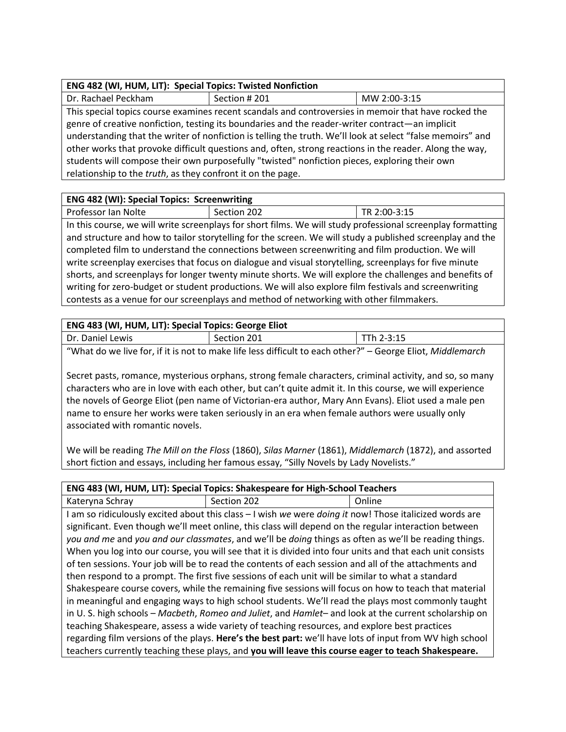| ENG 482 (WI, HUM, LIT): Special Topics: Twisted Nonfiction | | |
|---|---|---|
| Dr. Rachael Peckham | Section # 201 | MW 2:00-3:15 |

This special topics course examines recent scandals and controversies in memoir that have rocked the genre of creative nonfiction, testing its boundaries and the reader-writer contract—an implicit understanding that the writer of nonfiction is telling the truth. We'll look at select "false memoirs" and other works that provoke difficult questions and, often, strong reactions in the reader. Along the way, students will compose their own purposefully "twisted" nonfiction pieces, exploring their own relationship to the *truth*, as they confront it on the page.

| ENG 482 (WI): Special Topics: Screenwriting | | |
|---|---|---|
| Professor Ian Nolte | Section 202 | TR 2:00-3:15 |

In this course, we will write screenplays for short films. We will study professional screenplay formatting and structure and how to tailor storytelling for the screen. We will study a published screenplay and the completed film to understand the connections between screenwriting and film production. We will write screenplay exercises that focus on dialogue and visual storytelling, screenplays for five minute shorts, and screenplays for longer twenty minute shorts. We will explore the challenges and benefits of writing for zero-budget or student productions. We will also explore film festivals and screenwriting contests as a venue for our screenplays and method of networking with other filmmakers.

| ENG 483 (WI, HUM, LIT): Special Topics: George Eliot | | |
|---|---|---|
| Dr. Daniel Lewis | Section 201 | TTh 2-3:15 |

"What do we live for, if it is not to make life less difficult to each other?" – George Eliot, *Middlemarch*

Secret pasts, romance, mysterious orphans, strong female characters, criminal activity, and so, so many characters who are in love with each other, but can't quite admit it. In this course, we will experience the novels of George Eliot (pen name of Victorian-era author, Mary Ann Evans). Eliot used a male pen name to ensure her works were taken seriously in an era when female authors were usually only associated with romantic novels.

We will be reading *The Mill on the Floss* (1860), *Silas Marner* (1861), *Middlemarch* (1872), and assorted short fiction and essays, including her famous essay, "Silly Novels by Lady Novelists."

| ENG 483 (WI, HUM, LIT): Special Topics: Shakespeare for High-School Teachers | | |
|---|---|---|
| Kateryna Schray | Section 202 | Online |

I am so ridiculously excited about this class – I wish *we* were *doing it* now! Those italicized words are significant. Even though we'll meet online, this class will depend on the regular interaction between *you and me* and *you and our classmates*, and we'll be *doing* things as often as we'll be reading things. When you log into our course, you will see that it is divided into four units and that each unit consists of ten sessions. Your job will be to read the contents of each session and all of the attachments and then respond to a prompt. The first five sessions of each unit will be similar to what a standard Shakespeare course covers, while the remaining five sessions will focus on how to teach that material in meaningful and engaging ways to high school students. We'll read the plays most commonly taught in U. S. high schools – *Macbeth*, *Romeo and Juliet*, and *Hamlet*– and look at the current scholarship on teaching Shakespeare, assess a wide variety of teaching resources, and explore best practices regarding film versions of the plays. **Here's the best part:** we'll have lots of input from WV high school teachers currently teaching these plays, and **you will leave this course eager to teach Shakespeare.**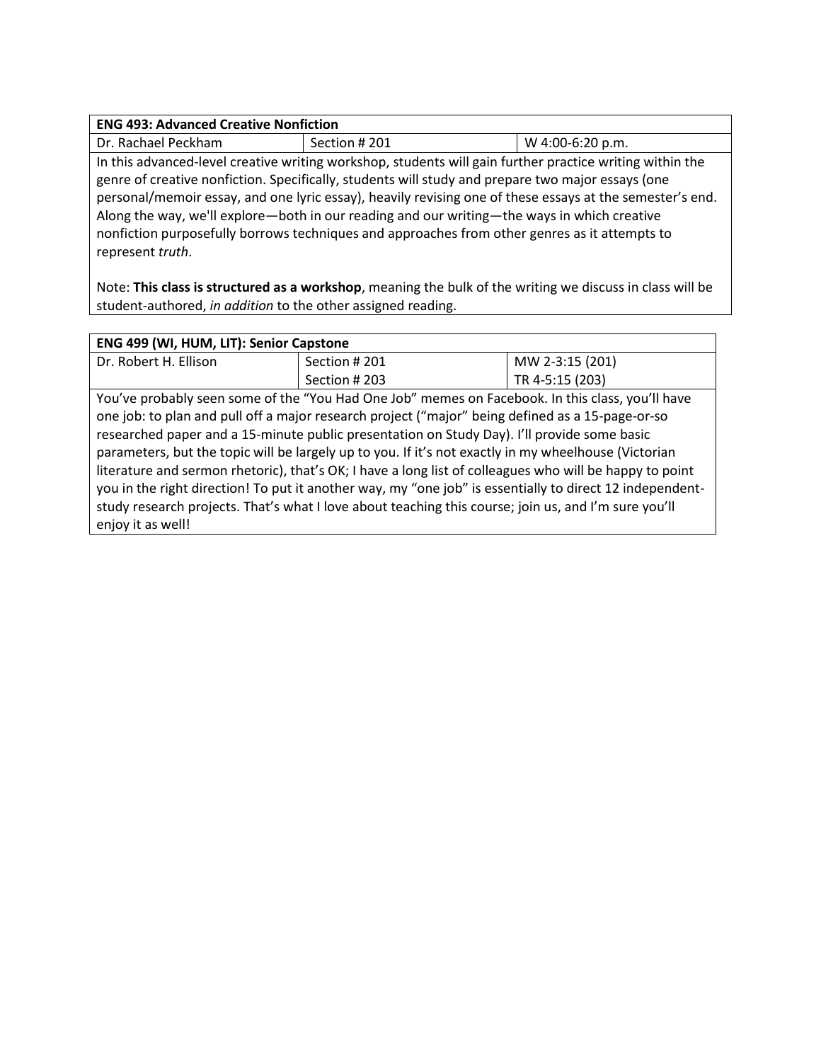| ENG 493: Advanced Creative Nonfiction | | |
|---|---|---|
| Dr. Rachael Peckham | Section # 201 | W 4:00-6:20 p.m. |

In this advanced-level creative writing workshop, students will gain further practice writing within the genre of creative nonfiction. Specifically, students will study and prepare two major essays (one personal/memoir essay, and one lyric essay), heavily revising one of these essays at the semester's end. Along the way, we'll explore—both in our reading and our writing—the ways in which creative nonfiction purposefully borrows techniques and approaches from other genres as it attempts to represent *truth*.

Note: **This class is structured as a workshop**, meaning the bulk of the writing we discuss in class will be student-authored, *in addition* to the other assigned reading.

| ENG 499 (WI, HUM, LIT): Senior Capstone | | |
|---|---|---|
| Dr. Robert H. Ellison | Section # 201<br>Section # 203 | MW 2-3:15 (201)<br>TR 4-5:15 (203) |

You've probably seen some of the "You Had One Job" memes on Facebook. In this class, you'll have one job: to plan and pull off a major research project ("major" being defined as a 15-page-or-so researched paper and a 15-minute public presentation on Study Day). I'll provide some basic parameters, but the topic will be largely up to you. If it's not exactly in my wheelhouse (Victorian literature and sermon rhetoric), that's OK; I have a long list of colleagues who will be happy to point you in the right direction! To put it another way, my "one job" is essentially to direct 12 independent-study research projects. That's what I love about teaching this course; join us, and I'm sure you'll enjoy it as well!